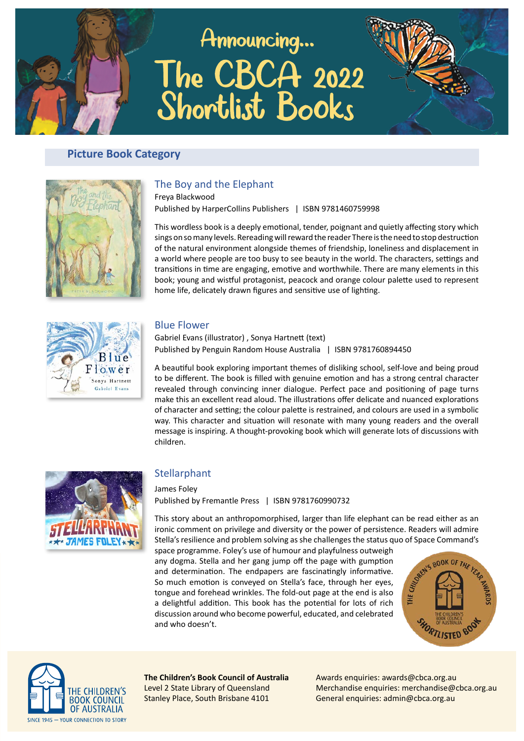# Announcing... The CBCA 2022 Shortlist Books

## Picture Book Category

### The Boy and the Elephant

Freya Blackwood

Published by HarperCollins Publishers | ISBN 9781460759998

This wordless book is a deeply emotional, tender, poignant and quietly affecting story which sings on so many levels. Rereading will reward the reader There is the need to stop destruction of the natural environment alongside themes of friendship, loneliness and displacement in a world where people are too busy to see beauty in the world. The characters, settings and transitions in time are engaging, emotive and worthwhile. There are many elements in this book; young and wistful protagonist, peacock and orange colour palette used to represent home life, delicately drawn figures and sensitive use of lighting.

### Blue Flower

Gabriel Evans (illustrator) , Sonya Hartnett (text)

Published by Penguin Random House Australia | ISBN 9781760894450

A beautiful book exploring important themes of disliking school, self-love and being proud to be different. The book is filled with genuine emotion and has a strong central character revealed through convincing inner dialogue. Perfect pace and positioning of page turns make this an excellent read aloud. The illustrations offer delicate and nuanced explorations of character and setting; the colour palette is restrained, and colours are used in a symbolic way. This character and situation will resonate with many young readers and the overall message is inspiring. A thought-provoking book which will generate lots of discussions with children.

### Stellarphant

James Foley

Published by Fremantle Press | ISBN 9781760990732

This story about an anthropomorphised, larger than life elephant can be read either as an ironic comment on privilege and diversity or the power of persistence. Readers will admire Stella's resilience and problem solving as she challenges the status quo of Space Command's space programme. Foley's use of humour and playfulness outweigh any dogma. Stella and her gang jump off the page with gumption and determination. The endpapers are fascinatingly informative. So much emotion is conveyed on Stella's face, through her eyes, tongue and forehead wrinkles. The fold-out page at the end is also a delightful addition. This book has the potential for lots of rich discussion around who become powerful, educated, and celebrated and who doesn't.

**The Children's Book Council of Australia**
Level 2 State Library of Queensland
Stanley Place, South Brisbane 4101

Awards enquiries: awards@cbca.org.au
Merchandise enquiries: merchandise@cbca.org.au
General enquiries: admin@cbca.org.au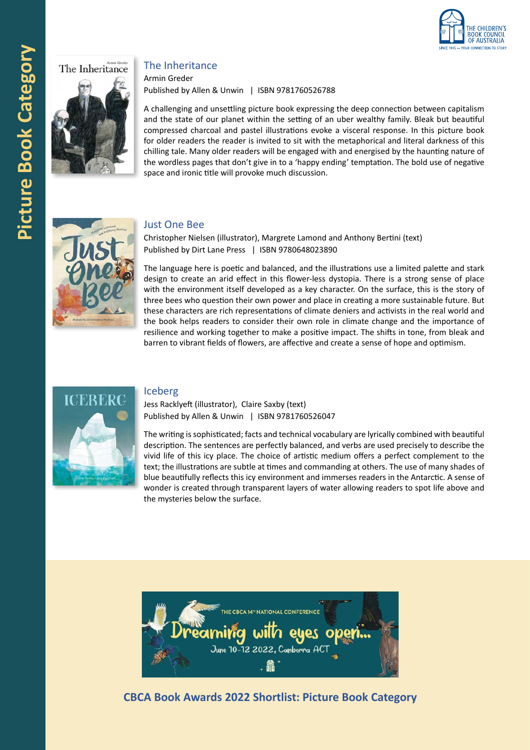## The Inheritance

Armin Greder
Published by Allen & Unwin | ISBN 9781760526788

A challenging and unsettling picture book expressing the deep connection between capitalism and the state of our planet within the setting of an uber wealthy family. Bleak but beautiful compressed charcoal and pastel illustrations evoke a visceral response. In this picture book for older readers the reader is invited to sit with the metaphorical and literal darkness of this chilling tale. Many older readers will be engaged with and energised by the haunting nature of the wordless pages that don't give in to a 'happy ending' temptation. The bold use of negative space and ironic title will provoke much discussion.

## Just One Bee

Christopher Nielsen (illustrator), Margrete Lamond and Anthony Bertini (text)
Published by Dirt Lane Press | ISBN 9780648023890

The language here is poetic and balanced, and the illustrations use a limited palette and stark design to create an arid effect in this flower-less dystopia. There is a strong sense of place with the environment itself developed as a key character. On the surface, this is the story of three bees who question their own power and place in creating a more sustainable future. But these characters are rich representations of climate deniers and activists in the real world and the book helps readers to consider their own role in climate change and the importance of resilience and working together to make a positive impact. The shifts in tone, from bleak and barren to vibrant fields of flowers, are affective and create a sense of hope and optimism.

## Iceberg

Jess Racklyeft (illustrator), Claire Saxby (text)
Published by Allen & Unwin | ISBN 9781760526047

The writing is sophisticated; facts and technical vocabulary are lyrically combined with beautiful description. The sentences are perfectly balanced, and verbs are used precisely to describe the vivid life of this icy place. The choice of artistic medium offers a perfect complement to the text; the illustrations are subtle at times and commanding at others. The use of many shades of blue beautifully reflects this icy environment and immerses readers in the Antarctic. A sense of wonder is created through transparent layers of water allowing readers to spot life above and the mysteries below the surface.

THE CBCA 14TH NATIONAL CONFERENCE
Dreaming with eyes open...
June 10-12 2022, Canberra ACT

**CBCA Book Awards 2022 Shortlist: Picture Book Category**